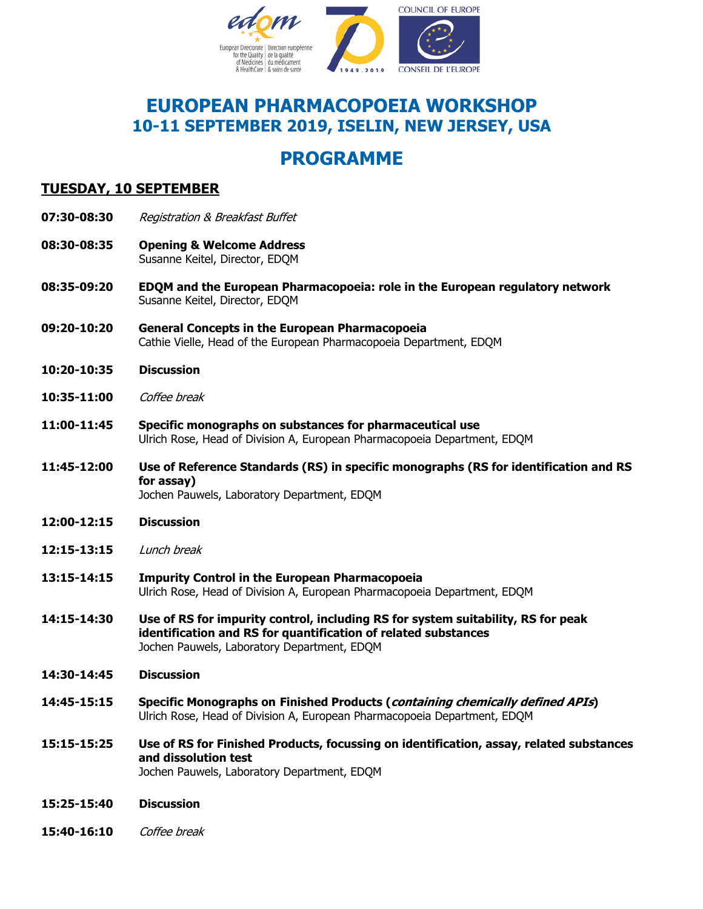# EUROPEAN PHARMACOPOEIA WORKSHOP
## 10-11 SEPTEMBER 2019, ISELIN, NEW JERSEY, USA

# PROGRAMME

## TUESDAY, 10 SEPTEMBER

**07:30-08:30** *Registration & Breakfast Buffet*

**08:30-08:35** **Opening & Welcome Address**
Susanne Keitel, Director, EDQM

**08:35-09:20** **EDQM and the European Pharmacopoeia: role in the European regulatory network**
Susanne Keitel, Director, EDQM

**09:20-10:20** **General Concepts in the European Pharmacopoeia**
Cathie Vielle, Head of the European Pharmacopoeia Department, EDQM

**10:20-10:35** **Discussion**

**10:35-11:00** *Coffee break*

**11:00-11:45** **Specific monographs on substances for pharmaceutical use**
Ulrich Rose, Head of Division A, European Pharmacopoeia Department, EDQM

**11:45-12:00** **Use of Reference Standards (RS) in specific monographs (RS for identification and RS for assay)**
Jochen Pauwels, Laboratory Department, EDQM

**12:00-12:15** **Discussion**

**12:15-13:15** *Lunch break*

**13:15-14:15** **Impurity Control in the European Pharmacopoeia**
Ulrich Rose, Head of Division A, European Pharmacopoeia Department, EDQM

**14:15-14:30** **Use of RS for impurity control, including RS for system suitability, RS for peak identification and RS for quantification of related substances**
Jochen Pauwels, Laboratory Department, EDQM

**14:30-14:45** **Discussion**

**14:45-15:15** **Specific Monographs on Finished Products (*containing chemically defined APIs*)**
Ulrich Rose, Head of Division A, European Pharmacopoeia Department, EDQM

**15:15-15:25** **Use of RS for Finished Products, focussing on identification, assay, related substances and dissolution test**
Jochen Pauwels, Laboratory Department, EDQM

**15:25-15:40** **Discussion**

**15:40-16:10** *Coffee break*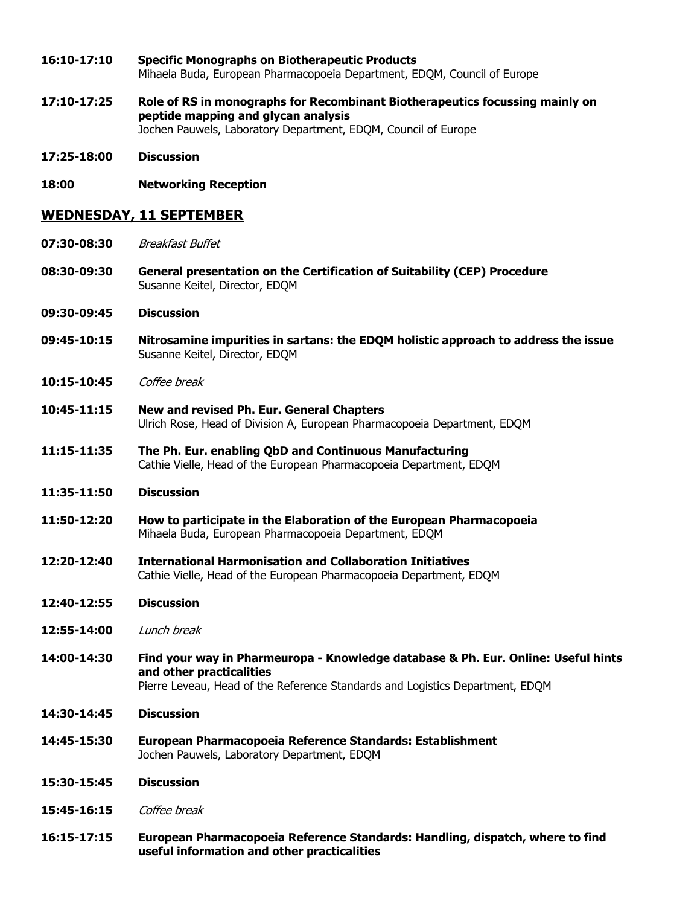**16:10-17:10** **Specific Monographs on Biotherapeutic Products**
Mihaela Buda, European Pharmacopoeia Department, EDQM, Council of Europe

**17:10-17:25** **Role of RS in monographs for Recombinant Biotherapeutics focussing mainly on peptide mapping and glycan analysis**
Jochen Pauwels, Laboratory Department, EDQM, Council of Europe

**17:25-18:00** **Discussion**

**18:00** **Networking Reception**

## WEDNESDAY, 11 SEPTEMBER

**07:30-08:30** *Breakfast Buffet*

**08:30-09:30** **General presentation on the Certification of Suitability (CEP) Procedure**
Susanne Keitel, Director, EDQM

**09:30-09:45** **Discussion**

**09:45-10:15** **Nitrosamine impurities in sartans: the EDQM holistic approach to address the issue**
Susanne Keitel, Director, EDQM

**10:15-10:45** *Coffee break*

**10:45-11:15** **New and revised Ph. Eur. General Chapters**
Ulrich Rose, Head of Division A, European Pharmacopoeia Department, EDQM

**11:15-11:35** **The Ph. Eur. enabling QbD and Continuous Manufacturing**
Cathie Vielle, Head of the European Pharmacopoeia Department, EDQM

**11:35-11:50** **Discussion**

**11:50-12:20** **How to participate in the Elaboration of the European Pharmacopoeia**
Mihaela Buda, European Pharmacopoeia Department, EDQM

**12:20-12:40** **International Harmonisation and Collaboration Initiatives**
Cathie Vielle, Head of the European Pharmacopoeia Department, EDQM

**12:40-12:55** **Discussion**

**12:55-14:00** *Lunch break*

**14:00-14:30** **Find your way in Pharmeuropa - Knowledge database & Ph. Eur. Online: Useful hints and other practicalities**
Pierre Leveau, Head of the Reference Standards and Logistics Department, EDQM

**14:30-14:45** **Discussion**

**14:45-15:30** **European Pharmacopoeia Reference Standards: Establishment**
Jochen Pauwels, Laboratory Department, EDQM

**15:30-15:45** **Discussion**

**15:45-16:15** *Coffee break*

**16:15-17:15** **European Pharmacopoeia Reference Standards: Handling, dispatch, where to find useful information and other practicalities**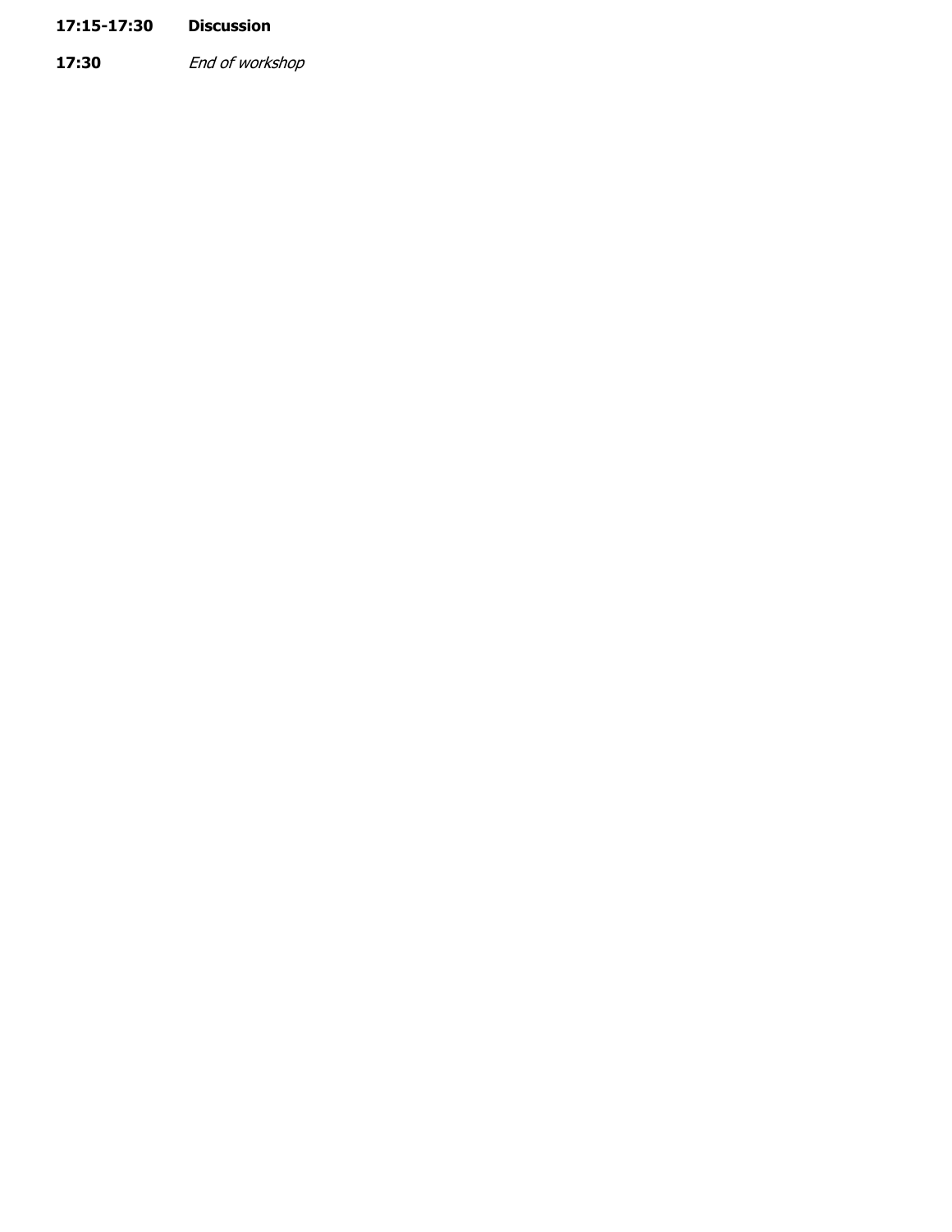**17:15-17:30** **Discussion**

**17:30** *End of workshop*